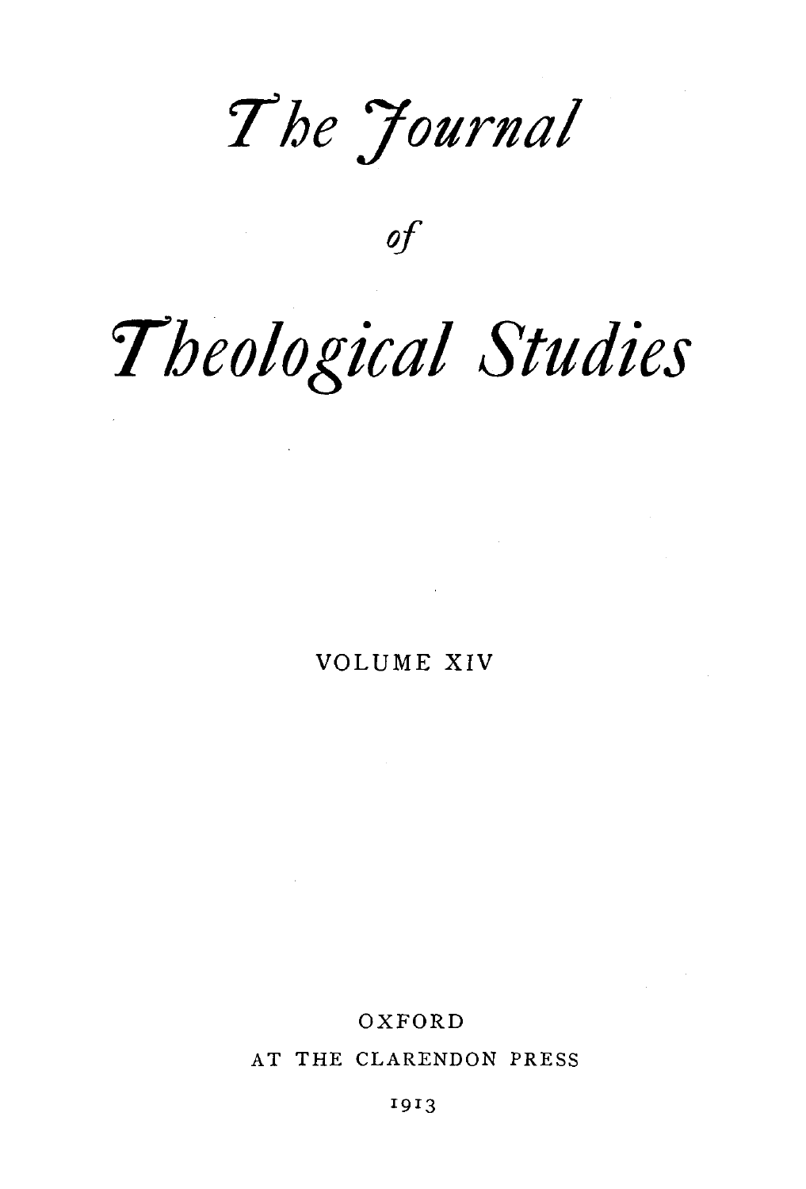# The Journal

of

# Theological Studies

VOLUME XIV

OXFORD

AT THE CLARENDON PRESS

1913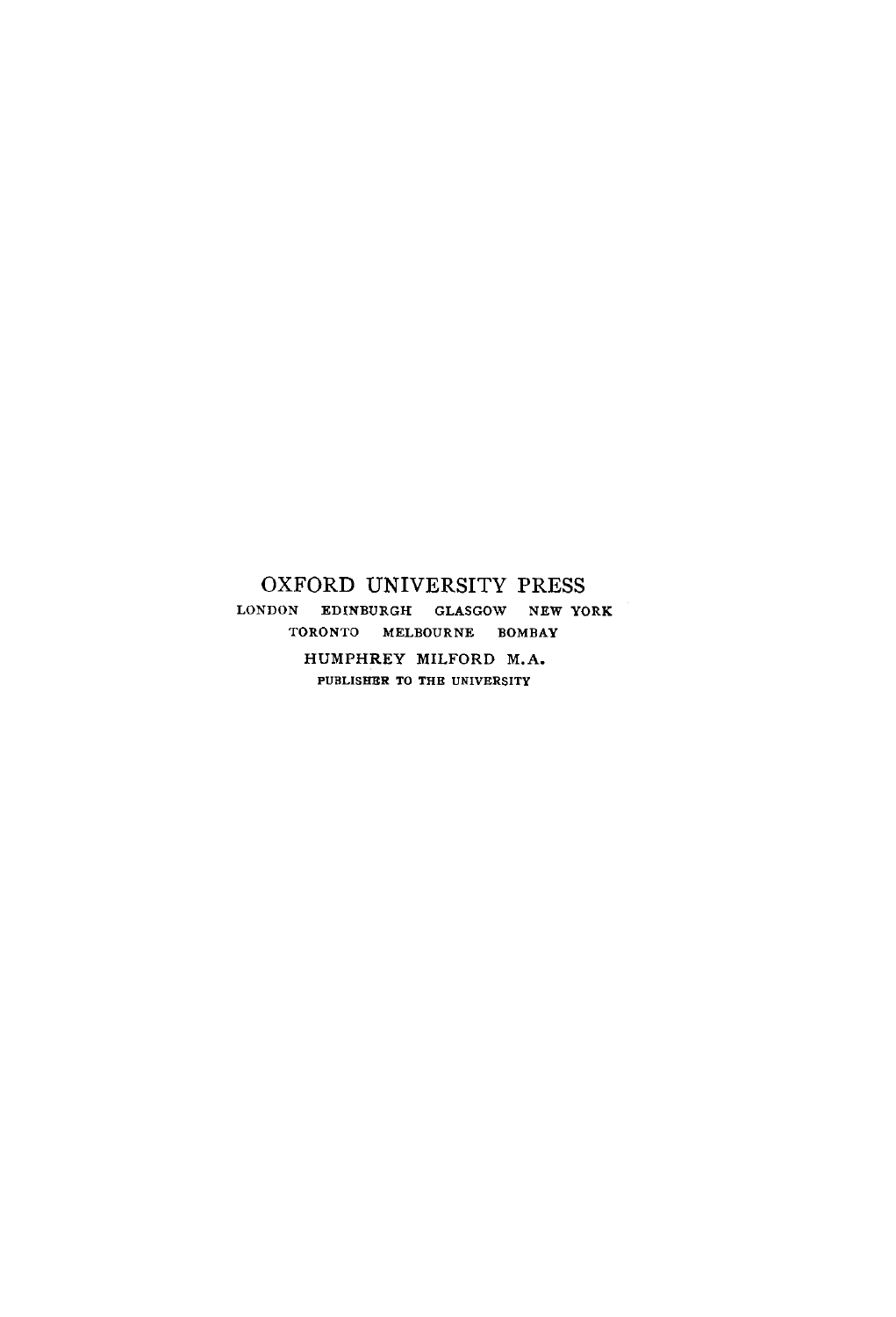OXFORD UNIVERSITY PRESS

LONDON EDINBURGH GLASGOW NEW YORK
TORONTO MELBOURNE BOMBAY

HUMPHREY MILFORD M.A.

PUBLISHER TO THE UNIVERSITY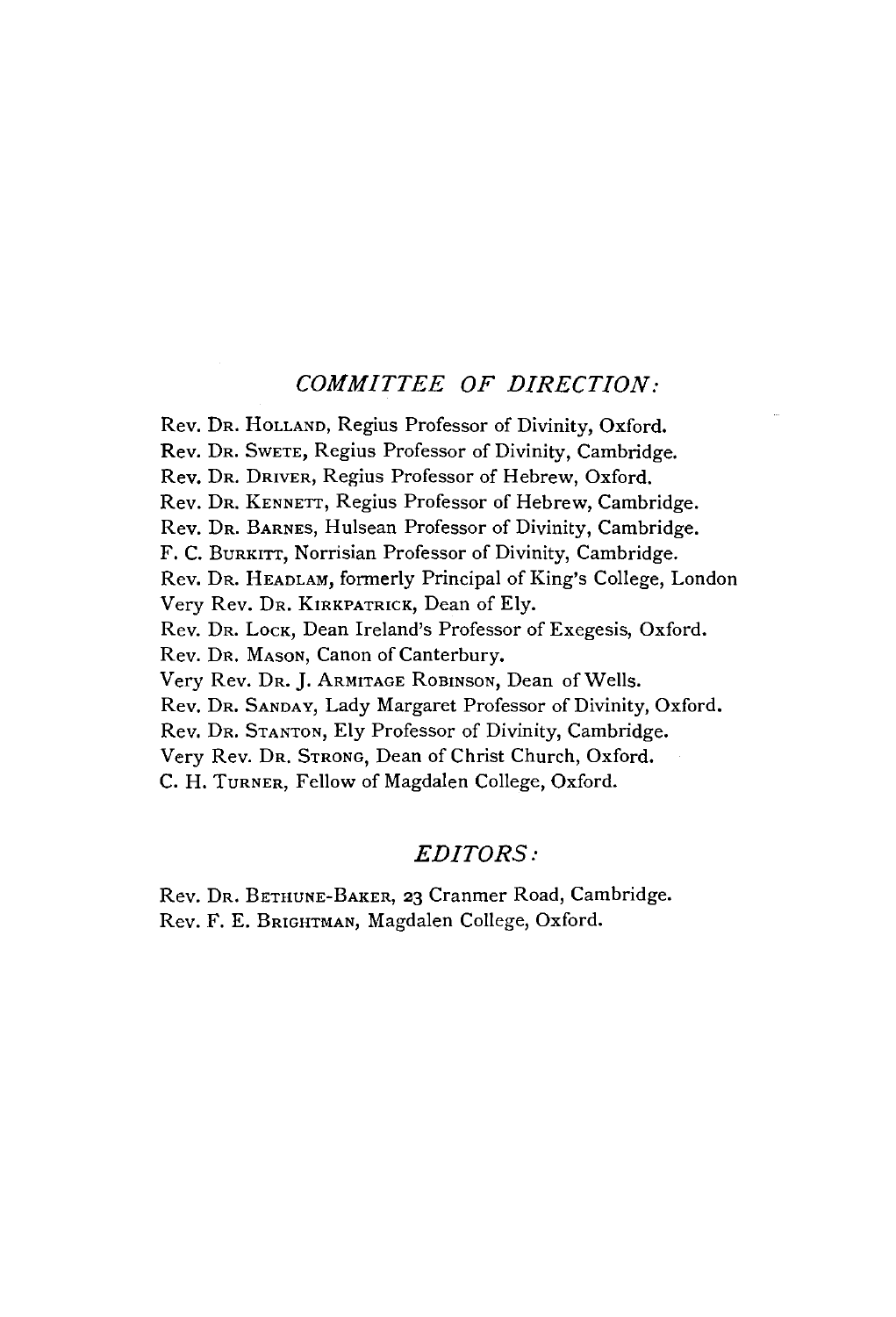## *COMMITTEE OF DIRECTION:*

Rev. Dr. Holland, Regius Professor of Divinity, Oxford.
Rev. Dr. Swete, Regius Professor of Divinity, Cambridge.
Rev. Dr. Driver, Regius Professor of Hebrew, Oxford.
Rev. Dr. Kennett, Regius Professor of Hebrew, Cambridge.
Rev. Dr. Barnes, Hulsean Professor of Divinity, Cambridge.
F. C. Burkitt, Norrisian Professor of Divinity, Cambridge.
Rev. Dr. Headlam, formerly Principal of King's College, London
Very Rev. Dr. Kirkpatrick, Dean of Ely.
Rev. Dr. Lock, Dean Ireland's Professor of Exegesis, Oxford.
Rev. Dr. Mason, Canon of Canterbury.
Very Rev. Dr. J. Armitage Robinson, Dean of Wells.
Rev. Dr. Sanday, Lady Margaret Professor of Divinity, Oxford.
Rev. Dr. Stanton, Ely Professor of Divinity, Cambridge.
Very Rev. Dr. Strong, Dean of Christ Church, Oxford.
C. H. Turner, Fellow of Magdalen College, Oxford.

## *EDITORS:*

Rev. Dr. Bethune-Baker, 23 Cranmer Road, Cambridge.
Rev. F. E. Brightman, Magdalen College, Oxford.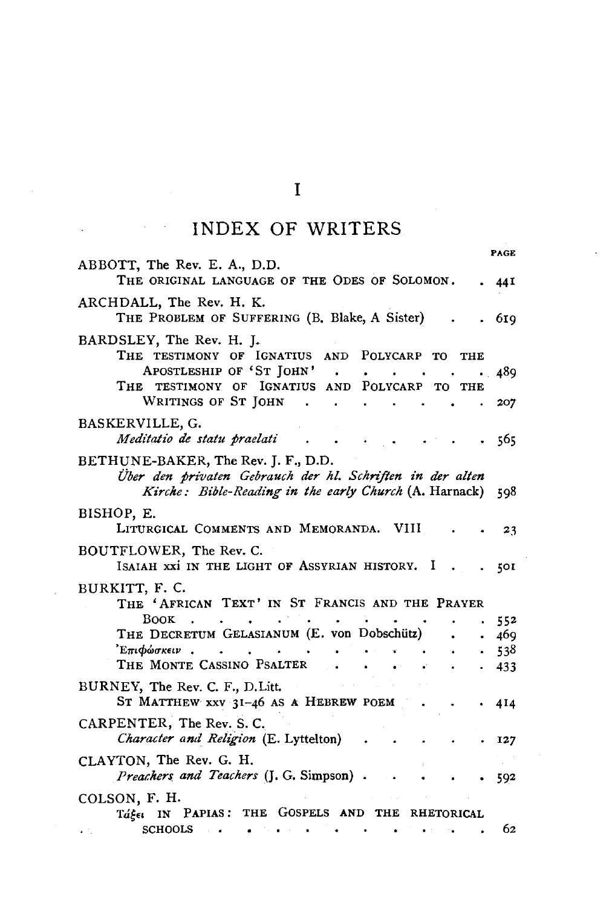# I

## INDEX OF WRITERS

PAGE

ABBOTT, The Rev. E. A., D.D.
- THE ORIGINAL LANGUAGE OF THE ODES OF SOLOMON . . . 441

ARCHDALL, The Rev. H. K.
- THE PROBLEM OF SUFFERING (B. Blake, A Sister) . . . 619

BARDSLEY, The Rev. H. J.
- THE TESTIMONY OF IGNATIUS AND POLYCARP TO THE APOSTLESHIP OF 'ST JOHN' . . . 489
- THE TESTIMONY OF IGNATIUS AND POLYCARP TO THE WRITINGS OF ST JOHN . . . 207

BASKERVILLE, G.
- *Meditatio de statu praelati* . . . 565

BETHUNE-BAKER, The Rev. J. F., D.D.
- *Über den privaten Gebrauch der hl. Schriften in der alten Kirche: Bible-Reading in the early Church* (A. Harnack) 598

BISHOP, E.
- LITURGICAL COMMENTS AND MEMORANDA. VIII . . . 23

BOUTFLOWER, The Rev. C.
- ISAIAH xxi IN THE LIGHT OF ASSYRIAN HISTORY. I . . . 501

BURKITT, F. C.
- THE 'AFRICAN TEXT' IN ST FRANCIS AND THE PRAYER BOOK . . . 552
- THE DECRETUM GELASIANUM (E. von Dobschütz) . . . 469
- Ἐπιφώσκειν . . . 538
- THE MONTE CASSINO PSALTER . . . 433

BURNEY, The Rev. C. F., D.Litt.
- ST MATTHEW xxv 31–46 AS A HEBREW POEM . . . 414

CARPENTER, The Rev. S. C.
- *Character and Religion* (E. Lyttelton) . . . 127

CLAYTON, The Rev. G. H.
- *Preachers and Teachers* (J. G. Simpson) . . . 592

COLSON, F. H.
- Τάξει IN PAPIAS: THE GOSPELS AND THE RHETORICAL SCHOOLS . . . 62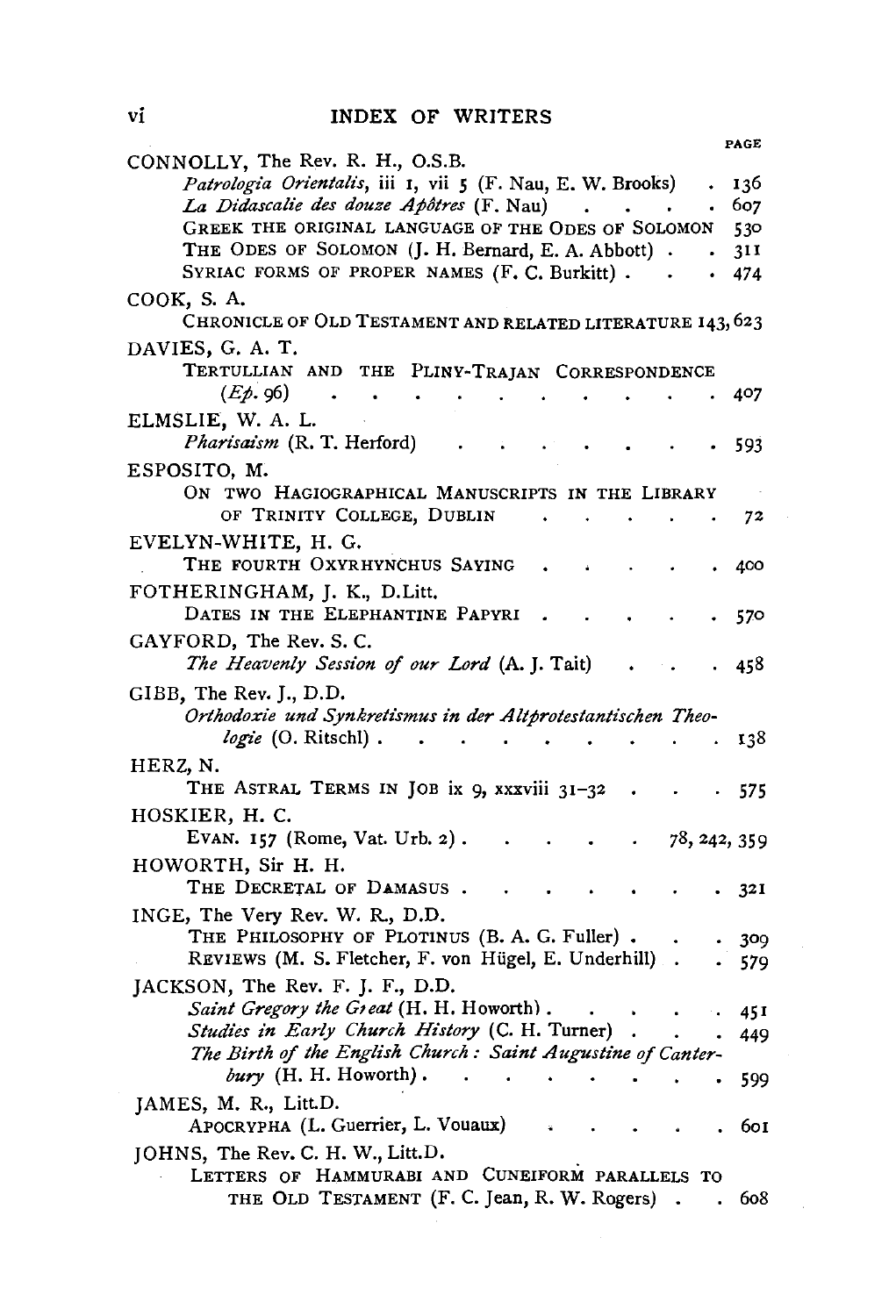# INDEX OF WRITERS

PAGE

CONNOLLY, The Rev. R. H., O.S.B.
- *Patrologia Orientalis*, iii 1, vii 5 (F. Nau, E. W. Brooks) . 136
- *La Didascalie des douze Apôtres* (F. Nau) . . . . 607
- GREEK THE ORIGINAL LANGUAGE OF THE ODES OF SOLOMON 530
- THE ODES OF SOLOMON (J. H. Bernard, E. A. Abbott) . . 311
- SYRIAC FORMS OF PROPER NAMES (F. C. Burkitt) . . . 474

COOK, S. A.
- CHRONICLE OF OLD TESTAMENT AND RELATED LITERATURE 143, 623

DAVIES, G. A. T.
- TERTULLIAN AND THE PLINY-TRAJAN CORRESPONDENCE (*Ep.* 96) . . . . . . . . . . . 407

ELMSLIE, W. A. L.
- *Pharisaism* (R. T. Herford) . . . . . . . . 593

ESPOSITO, M.
- ON TWO HAGIOGRAPHICAL MANUSCRIPTS IN THE LIBRARY OF TRINITY COLLEGE, DUBLIN . . . . . . 72

EVELYN-WHITE, H. G.
- THE FOURTH OXYRHYNCHUS SAYING . . . . . . 400

FOTHERINGHAM, J. K., D.Litt.
- DATES IN THE ELEPHANTINE PAPYRI . . . . . . 570

GAYFORD, The Rev. S. C.
- *The Heavenly Session of our Lord* (A. J. Tait) . . . 458

GIBB, The Rev. J., D.D.
- *Orthodoxie und Synkretismus in der Altprotestantischen Theologie* (O. Ritschl) . . . . . . . . . . 138

HERZ, N.
- THE ASTRAL TERMS IN JOB ix 9, xxxviii 31–32 . . . 575

HOSKIER, H. C.
- EVAN. 157 (Rome, Vat. Urb. 2) . . . . . . 78, 242, 359

HOWORTH, Sir H. H.
- THE DECRETAL OF DAMASUS . . . . . . . . 321

INGE, The Very Rev. W. R., D.D.
- THE PHILOSOPHY OF PLOTINUS (B. A. G. Fuller) . . . 309
- REVIEWS (M. S. Fletcher, F. von Hügel, E. Underhill) . . 579

JACKSON, The Rev. F. J. F., D.D.
- *Saint Gregory the Great* (H. H. Howorth) . . . . . 451
- *Studies in Early Church History* (C. H. Turner) . . . 449
- *The Birth of the English Church : Saint Augustine of Canterbury* (H. H. Howorth) . . . . . . . . 599

JAMES, M. R., Litt.D.
- APOCRYPHA (L. Guerrier, L. Vouaux) . . . . . . 601

JOHNS, The Rev. C. H. W., Litt.D.
- LETTERS OF HAMMURABI AND CUNEIFORM PARALLELS TO THE OLD TESTAMENT (F. C. Jean, R. W. Rogers) . . 608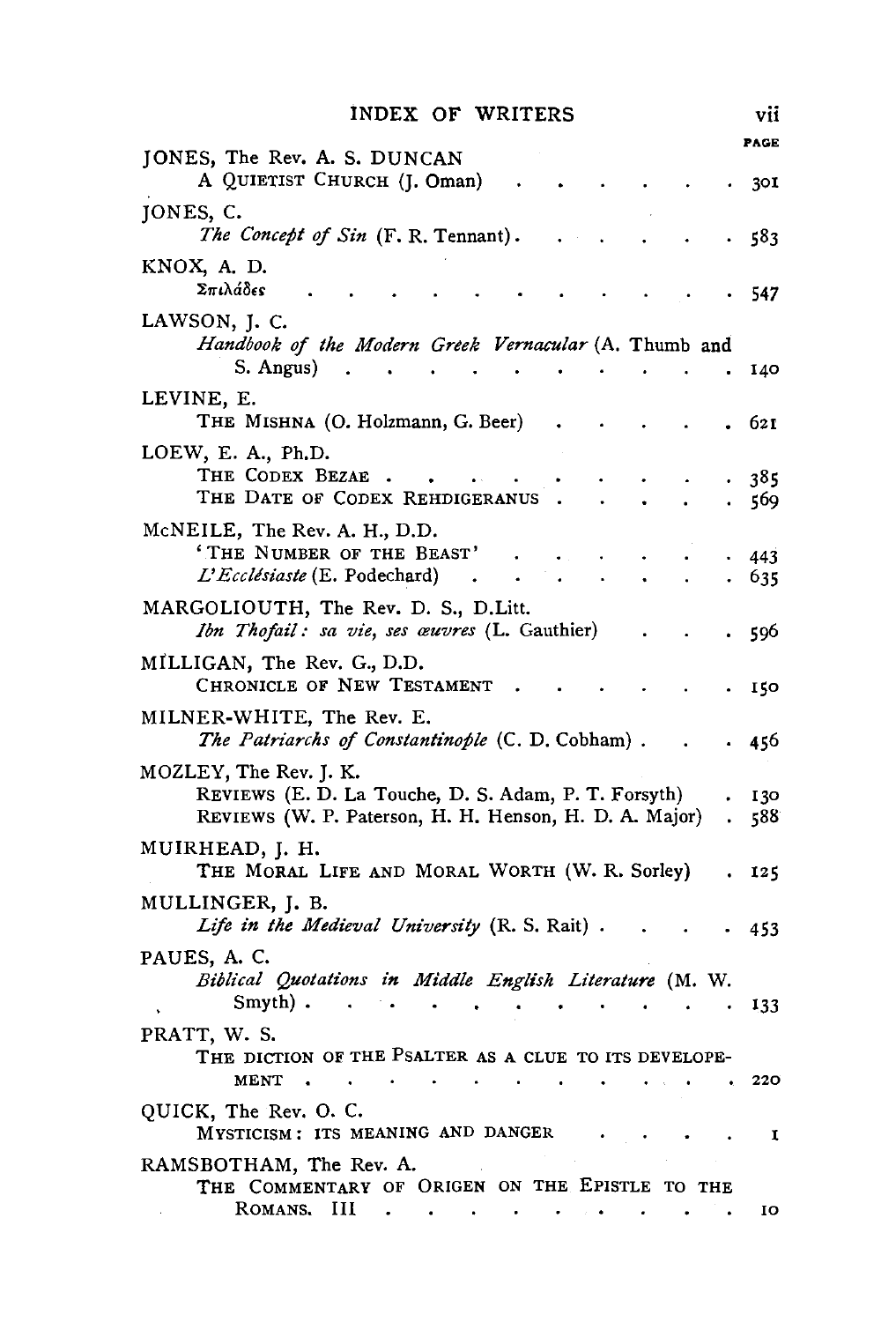# INDEX OF WRITERS

| | PAGE |
|---|---|
| JONES, The Rev. A. S. DUNCAN | |
| A QUIETIST CHURCH (J. Oman) | 301 |
| JONES, C. | |
| *The Concept of Sin* (F. R. Tennant) | 583 |
| KNOX, A. D. | |
| Σπιλάδες | 547 |
| LAWSON, J. C. | |
| *Handbook of the Modern Greek Vernacular* (A. Thumb and S. Angus) | 140 |
| LEVINE, E. | |
| THE MISHNA (O. Holzmann, G. Beer) | 621 |
| LOEW, E. A., Ph.D. | |
| THE CODEX BEZAE | 385 |
| THE DATE OF CODEX REHDIGERANUS | 569 |
| McNEILE, The Rev. A. H., D.D. | |
| 'THE NUMBER OF THE BEAST' | 443 |
| *L'Ecclésiaste* (E. Podechard) | 635 |
| MARGOLIOUTH, The Rev. D. S., D.Litt. | |
| *Ibn Thofail: sa vie, ses œuvres* (L. Gauthier) | 596 |
| MILLIGAN, The Rev. G., D.D. | |
| CHRONICLE OF NEW TESTAMENT | 150 |
| MILNER-WHITE, The Rev. E. | |
| *The Patriarchs of Constantinople* (C. D. Cobham) | 456 |
| MOZLEY, The Rev. J. K. | |
| REVIEWS (E. D. La Touche, D. S. Adam, P. T. Forsyth) | 130 |
| REVIEWS (W. P. Paterson, H. H. Henson, H. D. A. Major) | 588 |
| MUIRHEAD, J. H. | |
| THE MORAL LIFE AND MORAL WORTH (W. R. Sorley) | 125 |
| MULLINGER, J. B. | |
| *Life in the Medieval University* (R. S. Rait) | 453 |
| PAUES, A. C. | |
| *Biblical Quotations in Middle English Literature* (M. W. Smyth) | 133 |
| PRATT, W. S. | |
| THE DICTION OF THE PSALTER AS A CLUE TO ITS DEVELOPEMENT | 220 |
| QUICK, The Rev. O. C. | |
| MYSTICISM: ITS MEANING AND DANGER | 1 |
| RAMSBOTHAM, The Rev. A. | |
| THE COMMENTARY OF ORIGEN ON THE EPISTLE TO THE ROMANS. III | 10 |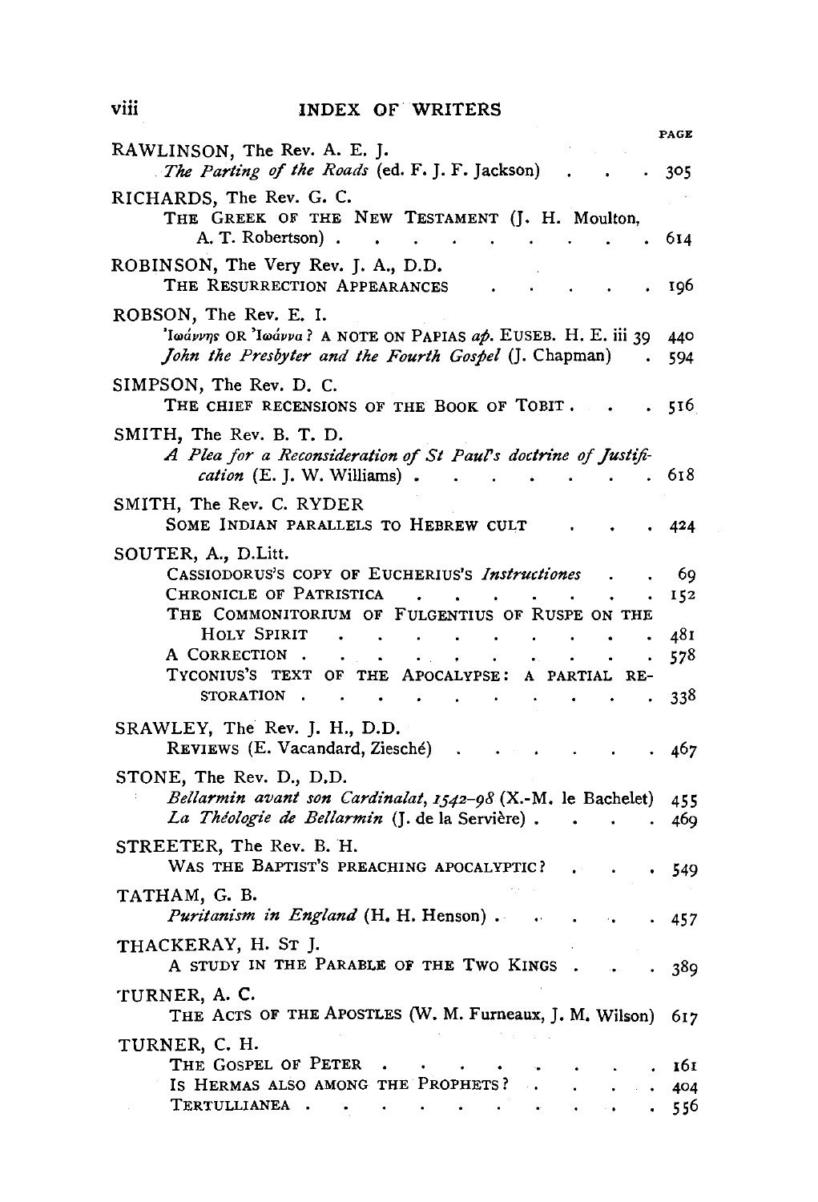# INDEX OF WRITERS

PAGE

RAWLINSON, The Rev. A. E. J.
*The Parting of the Roads* (ed. F. J. F. Jackson) . . . . 305

RICHARDS, The Rev. G. C.
THE GREEK OF THE NEW TESTAMENT (J. H. Moulton, A. T. Robertson) . . . . . . . . . . . . 614

ROBINSON, The Very Rev. J. A., D.D.
THE RESURRECTION APPEARANCES . . . . . . 196

ROBSON, The Rev. E. I.
Ἰωάννης OR Ἰωάννα? A NOTE ON PAPIAS *ap.* EUSEB. H. E. iii 39 440
*John the Presbyter and the Fourth Gospel* (J. Chapman) . 594

SIMPSON, The Rev. D. C.
THE CHIEF RECENSIONS OF THE BOOK OF TOBIT . . . 516

SMITH, The Rev. B. T. D.
*A Plea for a Reconsideration of St Paul's doctrine of Justification* (E. J. W. Williams) . . . . . . . . 618

SMITH, The Rev. C. RYDER
SOME INDIAN PARALLELS TO HEBREW CULT . . . . 424

SOUTER, A., D.Litt.
CASSIODORUS'S COPY OF EUCHERIUS'S *Instructiones* . . 69
CHRONICLE OF PATRISTICA . . . . . . . . . 152
THE COMMONITORIUM OF FULGENTIUS OF RUSPE ON THE HOLY SPIRIT . . . . . . . . . . . . 481
A CORRECTION . . . . . . . . . . . . 578
TYCONIUS'S TEXT OF THE APOCALYPSE: A PARTIAL RESTORATION . . . . . . . . . . . . 338

SRAWLEY, The Rev. J. H., D.D.
REVIEWS (E. Vacandard, Ziesché) . . . . . . . 467

STONE, The Rev. D., D.D.
*Bellarmin avant son Cardinalat, 1542–98* (X.-M. le Bachelet) 455
*La Théologie de Bellarmin* (J. de la Servière) . . . . 469

STREETER, The Rev. B. H.
WAS THE BAPTIST'S PREACHING APOCALYPTIC? . . . . 549

TATHAM, G. B.
*Puritanism in England* (H. H. Henson) . . . . . . 457

THACKERAY, H. ST J.
A STUDY IN THE PARABLE OF THE TWO KINGS . . . . 389

TURNER, A. C.
THE ACTS OF THE APOSTLES (W. M. Furneaux, J. M. Wilson) 617

TURNER, C. H.
THE GOSPEL OF PETER . . . . . . . . . . 161
IS HERMAS ALSO AMONG THE PROPHETS? . . . . . 404
TERTULLIANEA . . . . . . . . . . . . 556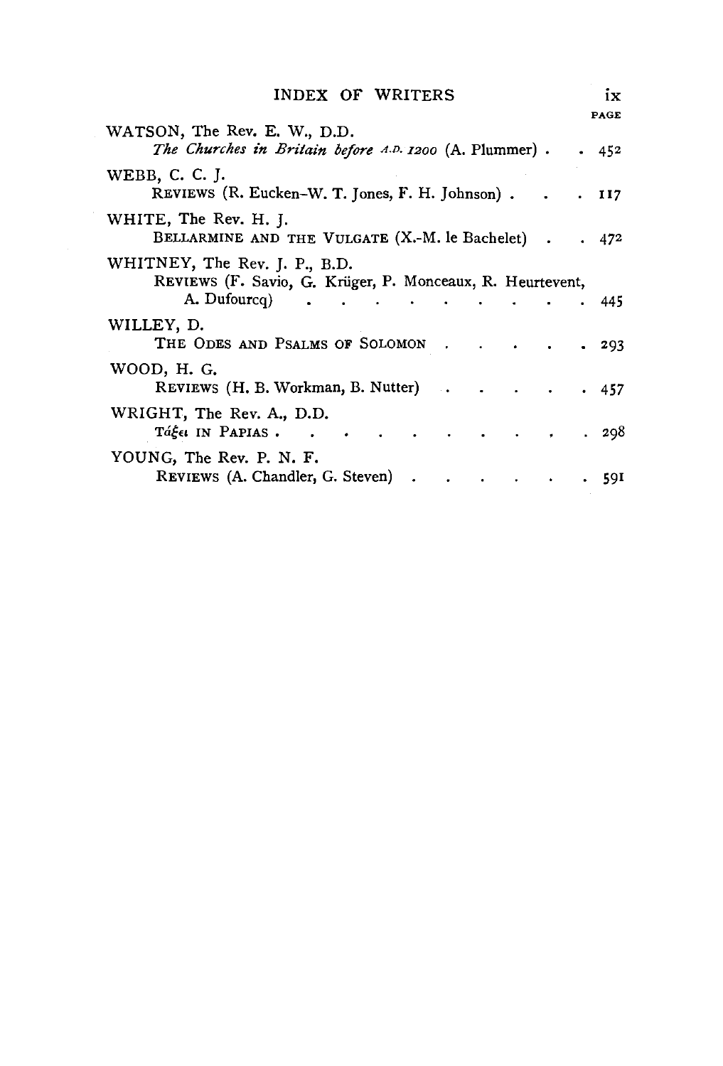# INDEX OF WRITERS

PAGE

WATSON, The Rev. E. W., D.D.
*The Churches in Britain before A.D. 1200* (A. Plummer) . . 452

WEBB, C. C. J.
REVIEWS (R. Eucken–W. T. Jones, F. H. Johnson) . . . 117

WHITE, The Rev. H. J.
BELLARMINE AND THE VULGATE (X.-M. le Bachelet) . . 472

WHITNEY, The Rev. J. P., B.D.
REVIEWS (F. Savio, G. Krüger, P. Monceaux, R. Heurtevent, A. Dufourcq) . . . . . . . . . . . 445

WILLEY, D.
THE ODES AND PSALMS OF SOLOMON . . . . . . 293

WOOD, H. G.
REVIEWS (H. B. Workman, B. Nutter) . . . . . . 457

WRIGHT, The Rev. A., D.D.
Τάξει IN PAPIAS . . . . . . . . . . . 298

YOUNG, The Rev. P. N. F.
REVIEWS (A. Chandler, G. Steven) . . . . . . . 591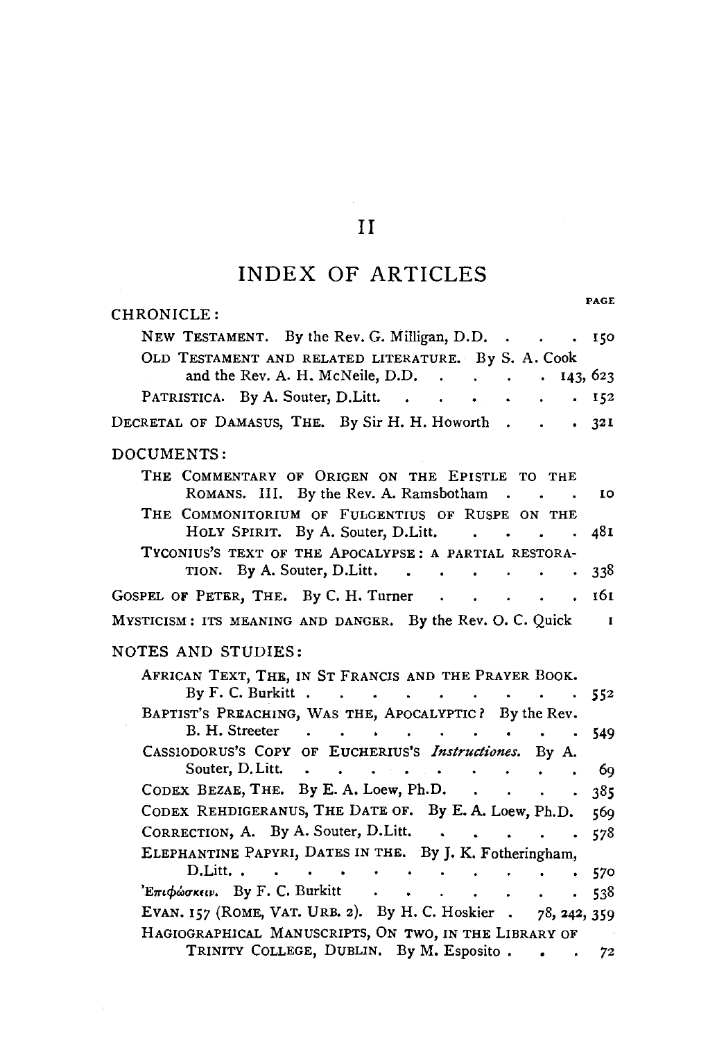# II

## INDEX OF ARTICLES

PAGE

**CHRONICLE:**

- NEW TESTAMENT. By the Rev. G. Milligan, D.D. . . . . 150
- OLD TESTAMENT AND RELATED LITERATURE. By S. A. Cook and the Rev. A. H. McNeile, D.D. . . . . 143, 623
- PATRISTICA. By A. Souter, D.Litt. . . . . . . . 152

DECRETAL OF DAMASUS, THE. By Sir H. H. Howorth . . . 321

**DOCUMENTS:**

- THE COMMENTARY OF ORIGEN ON THE EPISTLE TO THE ROMANS. III. By the Rev. A. Ramsbotham . . . 10
- THE COMMONITORIUM OF FULGENTIUS OF RUSPE ON THE HOLY SPIRIT. By A. Souter, D.Litt. . . . . . 481
- TYCONIUS'S TEXT OF THE APOCALYPSE: A PARTIAL RESTORATION. By A. Souter, D.Litt. . . . . . . . 338

GOSPEL OF PETER, THE. By C. H. Turner . . . . . . 161

MYSTICISM: ITS MEANING AND DANGER. By the Rev. O. C. Quick 1

**NOTES AND STUDIES:**

- AFRICAN TEXT, THE, IN ST FRANCIS AND THE PRAYER BOOK. By F. C. Burkitt . . . . . . . . . . . 552
- BAPTIST'S PREACHING, WAS THE, APOCALYPTIC? By the Rev. B. H. Streeter . . . . . . . . . . . 549
- CASSIODORUS'S COPY OF EUCHERIUS'S *Instructiones*. By A. Souter, D.Litt. . . . . . . . . . . . 69
- CODEX BEZAE, THE. By E. A. Loew, Ph.D. . . . . . 385
- CODEX REHDIGERANUS, THE DATE OF. By E. A. Loew, Ph.D. 569
- CORRECTION, A. By A. Souter, D.Litt. . . . . . . 578
- ELEPHANTINE PAPYRI, DATES IN THE. By J. K. Fotheringham, D.Litt. . . . . . . . . . . . . . . 570
- Ἐπιφώσκειν. By F. C. Burkitt . . . . . . . . . 538
- EVAN. 157 (ROME, VAT. URB. 2). By H. C. Hoskier . 78, 242, 359
- HAGIOGRAPHICAL MANUSCRIPTS, ON TWO, IN THE LIBRARY OF TRINITY COLLEGE, DUBLIN. By M. Esposito . . . 72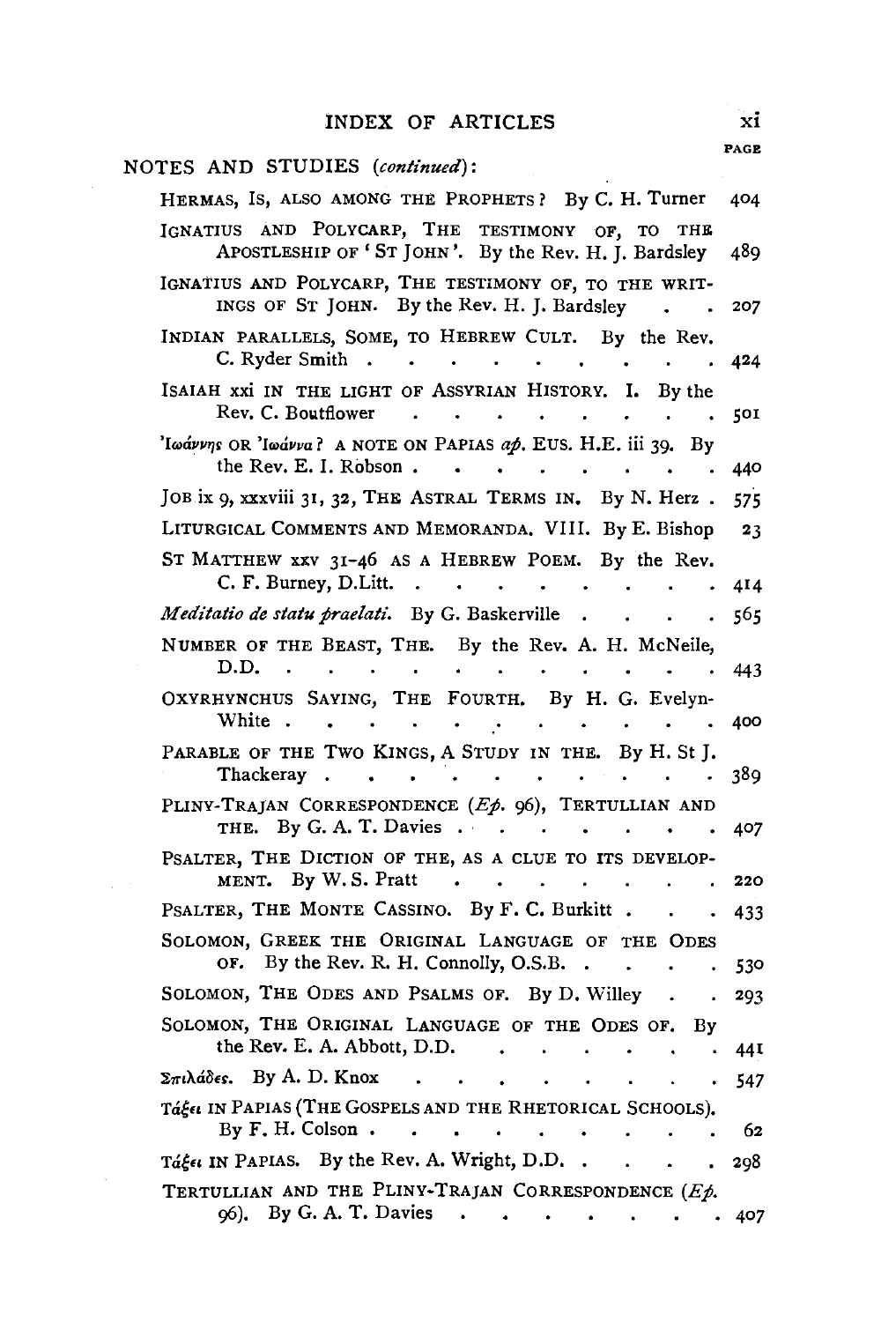NOTES AND STUDIES (*continued*):

| | PAGE |
|---|---|
| HERMAS, IS, ALSO AMONG THE PROPHETS? By C. H. Turner | 404 |
| IGNATIUS AND POLYCARP, THE TESTIMONY OF, TO THE APOSTLESHIP OF 'ST JOHN'. By the Rev. H. J. Bardsley | 489 |
| IGNATIUS AND POLYCARP, THE TESTIMONY OF, TO THE WRITINGS OF ST JOHN. By the Rev. H. J. Bardsley . . | 207 |
| INDIAN PARALLELS, SOME, TO HEBREW CULT. By the Rev. C. Ryder Smith . . . . . . . . . . . | 424 |
| ISAIAH xxi IN THE LIGHT OF ASSYRIAN HISTORY. I. By the Rev. C. Boutflower . . . . . . . . . . | 501 |
| Ἰωάννης OR Ἰωάννα? A NOTE ON PAPIAS *ap.* EUS. H.E. iii 39. By the Rev. E. I. Robson . . . . . . . . . | 440 |
| JOB ix 9, xxxviii 31, 32, THE ASTRAL TERMS IN. By N. Herz . | 575 |
| LITURGICAL COMMENTS AND MEMORANDA. VIII. By E. Bishop | 23 |
| ST MATTHEW xxv 31-46 AS A HEBREW POEM. By the Rev. C. F. Burney, D.Litt. . . . . . . . . . . | 414 |
| *Meditatio de statu praelati.* By G. Baskerville . . . . . | 565 |
| NUMBER OF THE BEAST, THE. By the Rev. A. H. McNeile, D.D. . . . . . . . . . . . . . . | 443 |
| OXYRHYNCHUS SAYING, THE FOURTH. By H. G. Evelyn-White . . . . . . . . . . . . . | 400 |
| PARABLE OF THE TWO KINGS, A STUDY IN THE. By H. St J. Thackeray . . . . . . . . . . . . . | 389 |
| PLINY-TRAJAN CORRESPONDENCE (*Ep.* 96), TERTULLIAN AND THE. By G. A. T. Davies . . . . . . . . . | 407 |
| PSALTER, THE DICTION OF THE, AS A CLUE TO ITS DEVELOPMENT. By W. S. Pratt . . . . . . . . . | 220 |
| PSALTER, THE MONTE CASSINO. By F. C. Burkitt . . . . | 433 |
| SOLOMON, GREEK THE ORIGINAL LANGUAGE OF THE ODES OF. By the Rev. R. H. Connolly, O.S.B. . . . . . | 530 |
| SOLOMON, THE ODES AND PSALMS OF. By D. Willey . . | 293 |
| SOLOMON, THE ORIGINAL LANGUAGE OF THE ODES OF. By the Rev. E. A. Abbott, D.D. . . . . . . . | 441 |
| Σπιλάδες. By A. D. Knox . . . . . . . . . . | 547 |
| Τάξει IN PAPIAS (THE GOSPELS AND THE RHETORICAL SCHOOLS). By F. H. Colson . . . . . . . . . . . . | 62 |
| Τάξει IN PAPIAS. By the Rev. A. Wright, D.D. . . . . . | 298 |
| TERTULLIAN AND THE PLINY-TRAJAN CORRESPONDENCE (*Ep.* 96). By G. A. T. Davies . . . . . . . . . | 407 |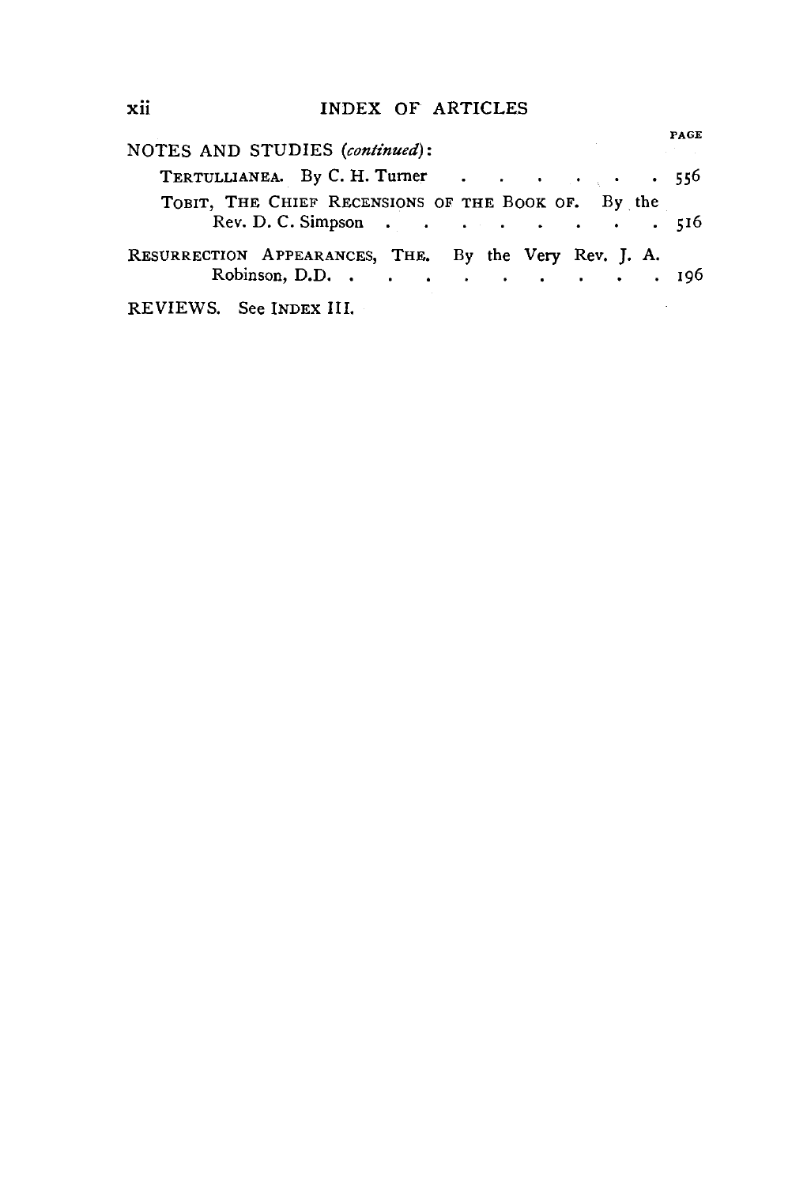PAGE

NOTES AND STUDIES (*continued*):

TERTULLIANEA. By C. H. Turner . . . . . . . . 556

TOBIT, THE CHIEF RECENSIONS OF THE BOOK OF. By the Rev. D. C. Simpson . . . . . . . . . . 516

RESURRECTION APPEARANCES, THE. By the Very Rev. J. A. Robinson, D.D. . . . . . . . . . . 196

REVIEWS. See INDEX III.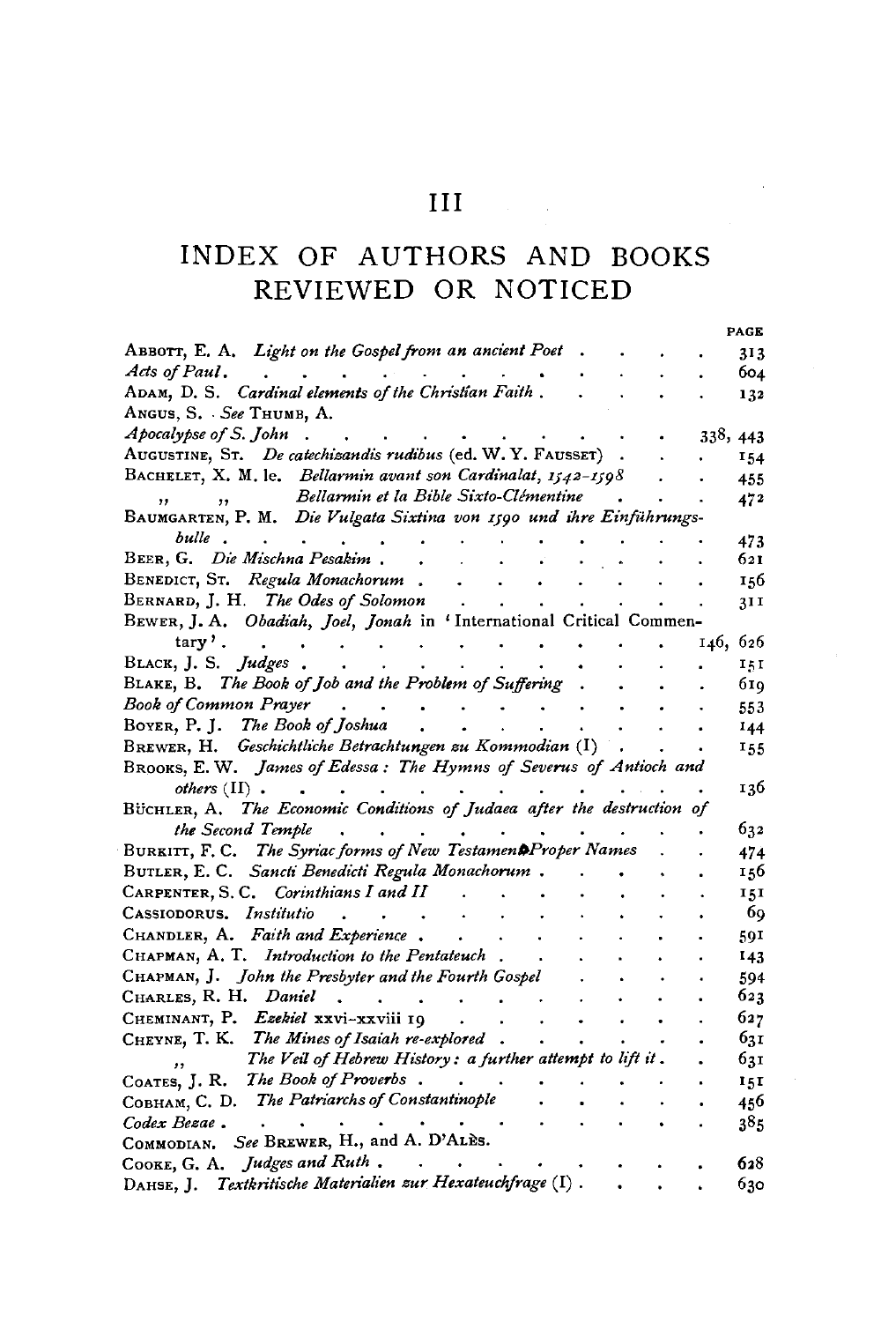# III

# INDEX OF AUTHORS AND BOOKS REVIEWED OR NOTICED

| | PAGE |
|---|---|
| ABBOTT, E. A. *Light on the Gospel from an ancient Poet* | 313 |
| *Acts of Paul* | 604 |
| ADAM, D. S. *Cardinal elements of the Christian Faith* | 132 |
| ANGUS, S. *See* THUMB, A. | |
| *Apocalypse of S. John* | 338, 443 |
| AUGUSTINE, ST. *De catechizandis rudibus* (ed. W. Y. FAUSSET) | 154 |
| BACHELET, X. M. le. *Bellarmin avant son Cardinalat, 1542–1598* | 455 |
| ,, ,, *Bellarmin et la Bible Sixto-Clémentine* | 472 |
| BAUMGARTEN, P. M. *Die Vulgata Sixtina von 1590 und ihre Einführungsbulle* | 473 |
| BEER, G. *Die Mischna Pesakim* | 621 |
| BENEDICT, ST. *Regula Monachorum* | 156 |
| BERNARD, J. H. *The Odes of Solomon* | 311 |
| BEWER, J. A. *Obadiah, Joel, Jonah* in 'International Critical Commentary' | 146, 626 |
| BLACK, J. S. *Judges* | 151 |
| BLAKE, B. *The Book of Job and the Problem of Suffering* | 619 |
| *Book of Common Prayer* | 553 |
| BOYER, P. J. *The Book of Joshua* | 144 |
| BREWER, H. *Geschichtliche Betrachtungen zu Kommodian* (I) | 155 |
| BROOKS, E. W. *James of Edessa: The Hymns of Severus of Antioch and others* (II) | 136 |
| BÜCHLER, A. *The Economic Conditions of Judaea after the destruction of the Second Temple* | 632 |
| BURKITT, F. C. *The Syriac forms of New Testament Proper Names* | 474 |
| BUTLER, E. C. *Sancti Benedicti Regula Monachorum* | 156 |
| CARPENTER, S. C. *Corinthians I and II* | 151 |
| CASSIODORUS. *Institutio* | 69 |
| CHANDLER, A. *Faith and Experience* | 591 |
| CHAPMAN, A. T. *Introduction to the Pentateuch* | 143 |
| CHAPMAN, J. *John the Presbyter and the Fourth Gospel* | 594 |
| CHARLES, R. H. *Daniel* | 623 |
| CHEMINANT, P. *Ezekiel* xxvi–xxviii 19 | 627 |
| CHEYNE, T. K. *The Mines of Isaiah re-explored* | 631 |
| ,, *The Veil of Hebrew History: a further attempt to lift it* | 631 |
| COATES, J. R. *The Book of Proverbs* | 151 |
| COBHAM, C. D. *The Patriarchs of Constantinople* | 456 |
| *Codex Bezae* | 385 |
| COMMODIAN. *See* BREWER, H., and A. D'ALÈS. | |
| COOKE, G. A. *Judges and Ruth* | 628 |
| DAHSE, J. *Textkritische Materialien zur Hexateuchfrage* (I) | 630 |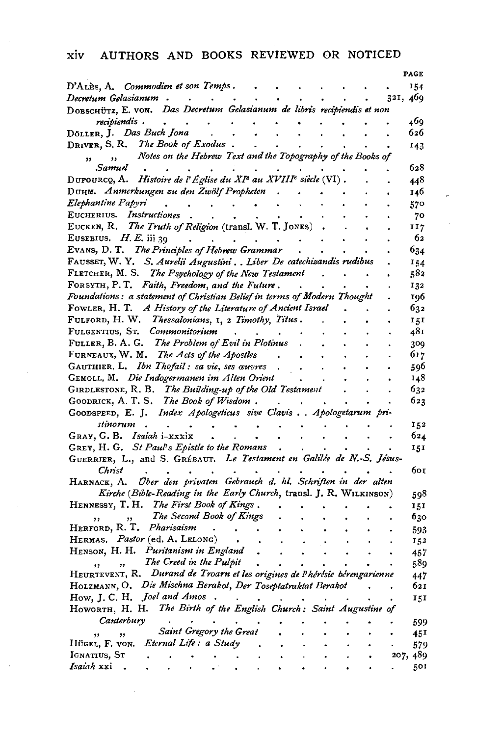## AUTHORS AND BOOKS REVIEWED OR NOTICED

| | PAGE |
|---|---|
| D'ALÈS, A. *Commodien et son Temps* | 154 |
| *Decretum Gelasianum* | 321, 469 |
| DOBSCHÜTZ, E. VON. *Das Decretum Gelasianum de libris recipiendis et non recipiendis* | 469 |
| DÖLLER, J. *Das Buch Jona* | 626 |
| DRIVER, S. R. *The Book of Exodus* | 143 |
| ,, ,, *Notes on the Hebrew Text and the Topography of the Books of Samuel* | 628 |
| DUFOURCQ, A. *Histoire de l'Église du XI^e au XVIII^e siècle* (VI) | 448 |
| DUHM. *Anmerkungen zu den Zwölf Propheten* | 146 |
| *Elephantine Papyri* | 570 |
| EUCHERIUS. *Instructiones* | 70 |
| EUCKEN, R. *The Truth of Religion* (transl. W. T. JONES) | 117 |
| EUSEBIUS. *H. E.* iii 39 | 62 |
| EVANS, D. T. *The Principles of Hebrew Grammar* | 634 |
| FAUSSET, W. Y. *S. Aurelii Augustini . . Liber De catechizandis rudibus* | 154 |
| FLETCHER, M. S. *The Psychology of the New Testament* | 582 |
| FORSYTH, P. T. *Faith, Freedom, and the Future* | 132 |
| *Foundations: a statement of Christian Belief in terms of Modern Thought* | 196 |
| FOWLER, H. T. *A History of the Literature of Ancient Israel* | 632 |
| FULFORD, H. W. *Thessalonians,* 1, 2 *Timothy, Titus* | 151 |
| FULGENTIUS, ST. *Commonitorium* | 481 |
| FULLER, B. A. G. *The Problem of Evil in Plotinus* | 309 |
| FURNEAUX, W. M. *The Acts of the Apostles* | 617 |
| GAUTHIER, L. *Ibn Thofail: sa vie, ses œuvres* | 596 |
| GEMOLL, M. *Die Indogermanen im Alten Orient* | 148 |
| GIRDLESTONE, R. B. *The Building-up of the Old Testament* | 632 |
| GOODRICK, A. T. S. *The Book of Wisdom* | 623 |
| GOODSPEED, E. J. *Index Apologeticus sive Clavis . . Apologetarum pristinorum* | 152 |
| GRAY, G. B. *Isaiah* i–xxxix | 624 |
| GREY, H. G. *St Paul's Epistle to the Romans* | 151 |
| GUERRIER, L., and S. GRÉBAUT. *Le Testament en Galilée de N.-S. Jésus-Christ* | 601 |
| HARNACK, A. *Über den privaten Gebrauch d. hl. Schriften in der alten Kirche* (*Bible-Reading in the Early Church,* transl. J. R. WILKINSON) | 598 |
| HENNESSY, T. H. *The First Book of Kings* | 151 |
| ,, ,, *The Second Book of Kings* | 630 |
| HERFORD, R. T. *Pharisaism* | 593 |
| HERMAS. *Pastor* (ed. A. LELONG) | 152 |
| HENSON, H. H. *Puritanism in England* | 457 |
| ,, ,, *The Creed in the Pulpit* | 589 |
| HEURTEVENT, R. *Durand de Troarn et les origines de l'hérésie bérengarienne* | 447 |
| HOLZMANN, O. *Die Mischna Berakot, Der Toseptatraktat Berakot* | 621 |
| HOW, J. C. H. *Joel and Amos* | 151 |
| HOWORTH, H. H. *The Birth of the English Church: Saint Augustine of Canterbury* | 599 |
| ,, ,, *Saint Gregory the Great* | 451 |
| HÜGEL, F. VON. *Eternal Life: a Study* | 579 |
| IGNATIUS, ST | 207, 489 |
| *Isaiah* xxi | 501 |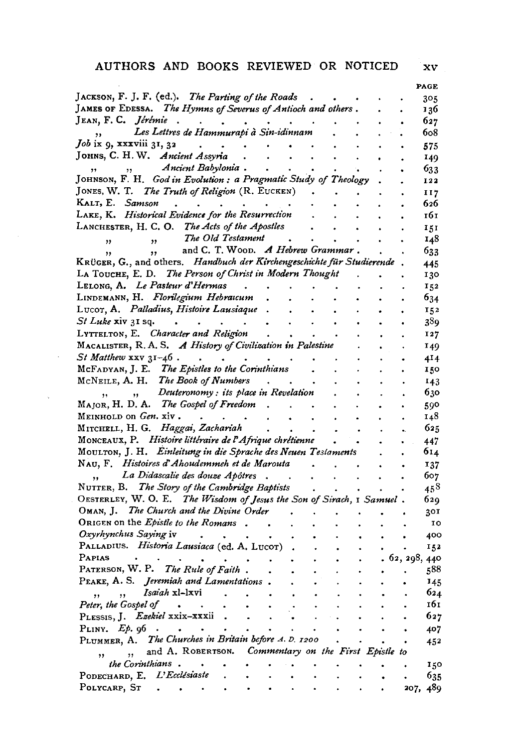## AUTHORS AND BOOKS REVIEWED OR NOTICED

| | PAGE |
|---|---|
| JACKSON, F. J. F. (ed.). *The Parting of the Roads* | 305 |
| JAMES OF EDESSA. *The Hymns of Severus of Antioch and others* | 136 |
| JEAN, F. C. *Jérémie* | 627 |
| ,, *Les Lettres de Hammurapi à Sin-idinnam* | 608 |
| *Job* ix 9, xxxviii 31, 32 | 575 |
| JOHNS, C. H. W. *Ancient Assyria* | 149 |
| ,, ,, *Ancient Babylonia* | 633 |
| JOHNSON, F. H. *God in Evolution: a Pragmatic Study of Theology* | 122 |
| JONES, W. T. *The Truth of Religion* (R. EUCKEN) | 117 |
| KALT, E. *Samson* | 626 |
| LAKE, K. *Historical Evidence for the Resurrection* | 161 |
| LANCHESTER, H. C. O. *The Acts of the Apostles* | 151 |
| ,, ,, *The Old Testament* | 148 |
| ,, ,, and C. T. WOOD. *A Hebrew Grammar* | 633 |
| KRÜGER, G., and others. *Handbuch der Kirchengeschichte für Studierende* | 445 |
| LA TOUCHE, E. D. *The Person of Christ in Modern Thought* | 130 |
| LELONG, A. *Le Pasteur d'Hermas* | 152 |
| LINDEMANN, H. *Florilegium Hebraicum* | 634 |
| LUCOT, A. *Palladius, Histoire Lausiaque* | 152 |
| *St Luke* xiv 31 sq. | 389 |
| LYTTELTON, E. *Character and Religion* | 127 |
| MACALISTER, R. A. S. *A History of Civilization in Palestine* | 149 |
| *St Matthew* xxv 31–46 | 414 |
| MCFADYAN, J. E. *The Epistles to the Corinthians* | 150 |
| MCNEILE, A. H. *The Book of Numbers* | 143 |
| ,, ,, *Deuteronomy: its place in Revelation* | 630 |
| MAJOR, H. D. A. *The Gospel of Freedom* | 590 |
| MEINHOLD on *Gen.* xiv | 148 |
| MITCHELL, H. G. *Haggai, Zachariah* | 625 |
| MONCEAUX, P. *Histoire littéraire de l'Afrique chrétienne* | 447 |
| MOULTON, J. H. *Einleitung in die Sprache des Neuen Testaments* | 614 |
| NAU, F. *Histoires d'Ahoudemmeh et de Marouta* | 137 |
| ,, *La Didascalie des douze Apôtres* | 607 |
| NUTTER, B. *The Story of the Cambridge Baptists* | 458 |
| OESTERLEY, W. O. E. *The Wisdom of Jesus the Son of Sirach*, I *Samuel* | 629 |
| OMAN, J. *The Church and the Divine Order* | 301 |
| ORIGEN on the *Epistle to the Romans* | 10 |
| *Oxyrhynchus Saying* iv | 400 |
| PALLADIUS. *Historia Lausiaca* (ed. A. LUCOT) | 152 |
| PAPIAS | 62, 298, 440 |
| PATERSON, W. P. *The Rule of Faith* | 588 |
| PEAKE, A. S. *Jeremiah and Lamentations* | 145 |
| ,, ,, *Isaiah* xl–lxvi | 624 |
| *Peter, the Gospel of* | 161 |
| PLESSIS, J. *Ezekiel* xxix–xxxii | 627 |
| PLINY. *Ep.* 96 | 407 |
| PLUMMER, A. *The Churches in Britain before A.D. 1200* | 452 |
| ,, ,, and A. ROBERTSON. *Commentary on the First Epistle to the Corinthians* | 150 |
| PODECHARD, E. *L'Ecclésiaste* | 635 |
| POLYCARP, ST | 207, 489 |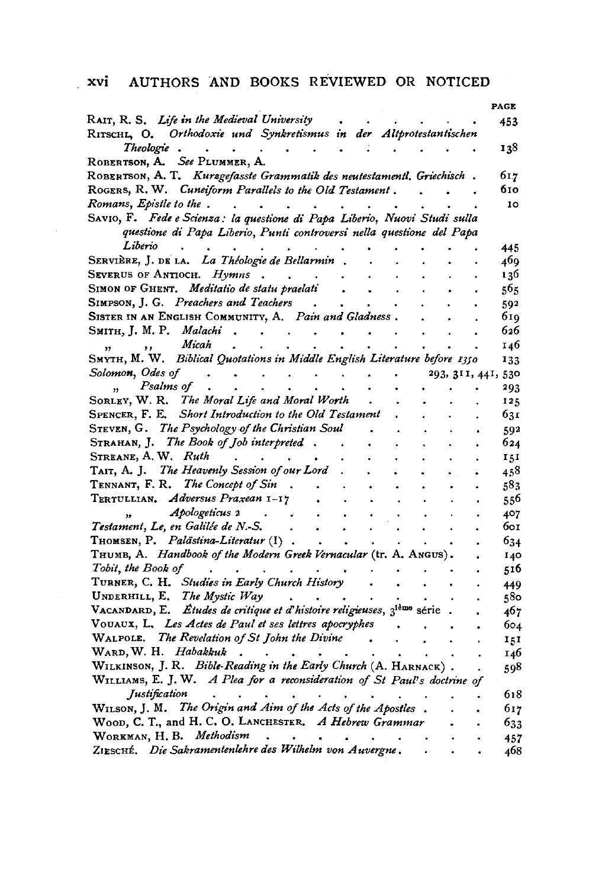## AUTHORS AND BOOKS REVIEWED OR NOTICED

| | PAGE |
|---|---|
| RAIT, R. S. *Life in the Medieval University* | 453 |
| RITSCHL, O. *Orthodoxie und Synkretismus in der Altprotestantischen Theologie* | 138 |
| ROBERTSON, A. *See* PLUMMER, A. | |
| ROBERTSON, A. T. *Kurzgefasste Grammatik des neutestamentl. Griechisch* | 617 |
| ROGERS, R. W. *Cuneiform Parallels to the Old Testament* | 610 |
| *Romans, Epistle to the* | 10 |
| SAVIO, F. *Fede e Scienza: la questione di Papa Liberio, Nuovi Studi sulla questione di Papa Liberio, Punti controversi nella questione del Papa Liberio* | 445 |
| SERVIÈRE, J. DE LA. *La Théologie de Bellarmin* | 469 |
| SEVERUS OF ANTIOCH. *Hymns* | 136 |
| SIMON OF GHENT. *Meditatio de statu praelati* | 565 |
| SIMPSON, J. G. *Preachers and Teachers* | 592 |
| SISTER IN AN ENGLISH COMMUNITY, A. *Pain and Gladness* | 619 |
| SMITH, J. M. P. *Malachi* | 626 |
| " " *Micah* | 146 |
| SMYTH, M. W. *Biblical Quotations in Middle English Literature before 1350* | 133 |
| *Solomon, Odes of* | 293, 311, 441, 530 |
| " *Psalms of* | 293 |
| SORLEY, W. R. *The Moral Life and Moral Worth* | 125 |
| SPENCER, F. E. *Short Introduction to the Old Testament* | 631 |
| STEVEN, G. *The Psychology of the Christian Soul* | 592 |
| STRAHAN, J. *The Book of Job interpreted* | 624 |
| STREANE, A. W. *Ruth* | 151 |
| TAIT, A. J. *The Heavenly Session of our Lord* | 458 |
| TENNANT, F. R. *The Concept of Sin* | 583 |
| TERTULLIAN. *Adversus Praxean 1–17* | 556 |
| " *Apologeticus 2* | 407 |
| *Testament, Le, en Galilée de N.-S.* | 601 |
| THOMSEN, P. *Palästina-Literatur* (I) | 634 |
| THUMB, A. *Handbook of the Modern Greek Vernacular* (tr. A. ANGUS) | 140 |
| *Tobit, the Book of* | 516 |
| TURNER, C. H. *Studies in Early Church History* | 449 |
| UNDERHILL, E. *The Mystic Way* | 580 |
| VACANDARD, E. *Études de critique et d'histoire religieuses*, 3ième série | 467 |
| VOUAUX, L. *Les Actes de Paul et ses lettres apocryphes* | 604 |
| WALPOLE. *The Revelation of St John the Divine* | 151 |
| WARD, W. H. *Habakkuk* | 146 |
| WILKINSON, J. R. *Bible-Reading in the Early Church* (A. HARNACK) | 598 |
| WILLIAMS, E. J. W. *A Plea for a reconsideration of St Paul's doctrine of Justification* | 618 |
| WILSON, J. M. *The Origin and Aim of the Acts of the Apostles* | 617 |
| WOOD, C. T., and H. C. O. LANCHESTER. *A Hebrew Grammar* | 633 |
| WORKMAN, H. B. *Methodism* | 457 |
| ZIESCHÉ. *Die Sakramentenlehre des Wilhelm von Auvergne* | 468 |